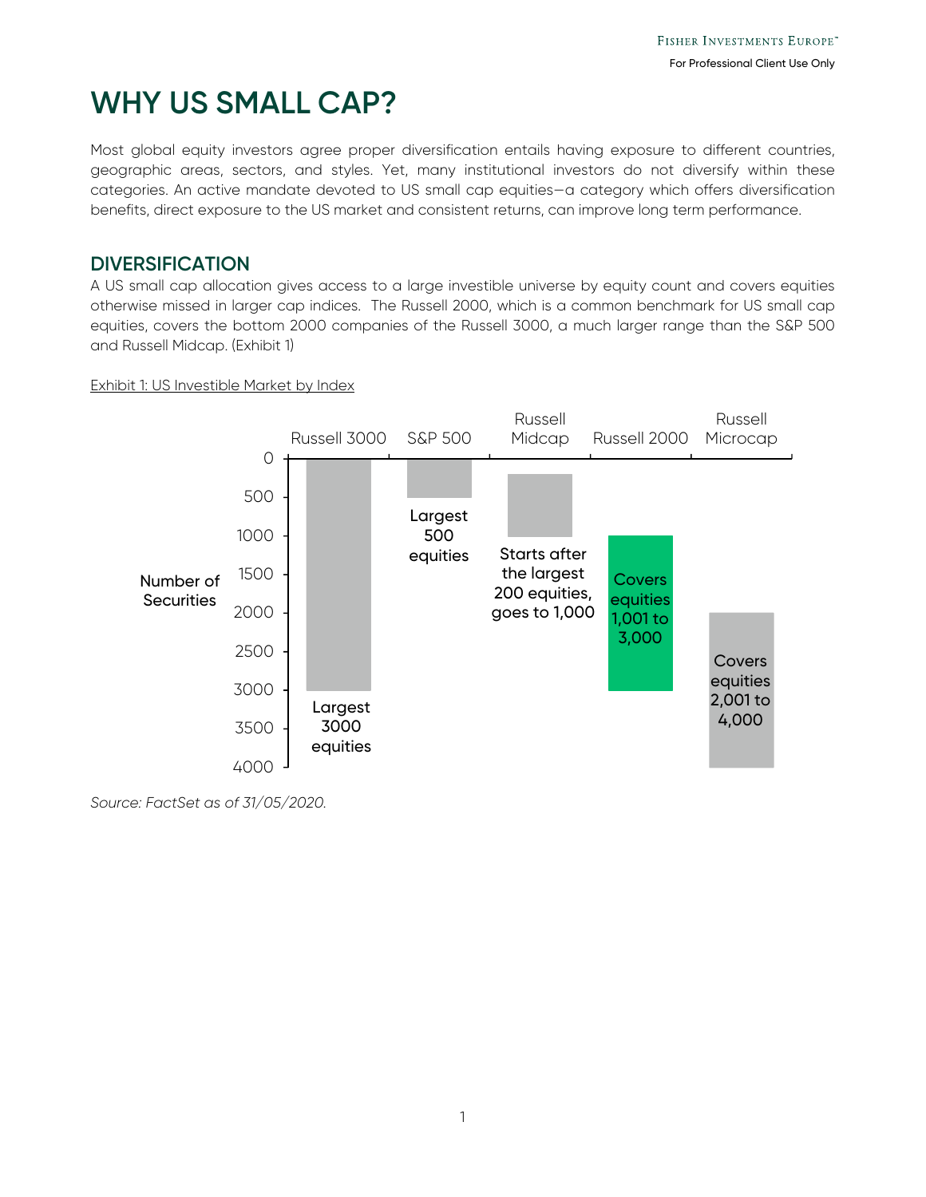# WHY US SMALL CAP?

Most global equity investors agree proper diversification entails having exposure to different countries, geographic areas, sectors, and styles. Yet, many institutional investors do not diversify within these categories. An active mandate devoted to US small cap equities—a category which offers diversification benefits, direct exposure to the US market and consistent returns, can improve long term performance.

## DIVERSIFICATION

A US small cap allocation gives access to a large investible universe by equity count and covers equities otherwise missed in larger cap indices. The Russell 2000, which is a common benchmark for US small cap equities, covers the bottom 2000 companies of the Russell 3000, a much larger range than the S&P 500 and Russell Midcap. (Exhibit 1)

Exhibit 1: US Investible Market by Index

| Index | Number of Securities |
| --- | --- |
| Russell 3000 | Largest 3000 equities |
| S&P 500 | Largest 500 equities |
| Russell Midcap | Starts after the largest 200 equities, goes to 1,000 |
| Russell 2000 | Covers equities 1,001 to 3,000 |
| Russell Microcap | Covers equities 2,001 to 4,000 |

*Source: FactSet as of 31/05/2020.*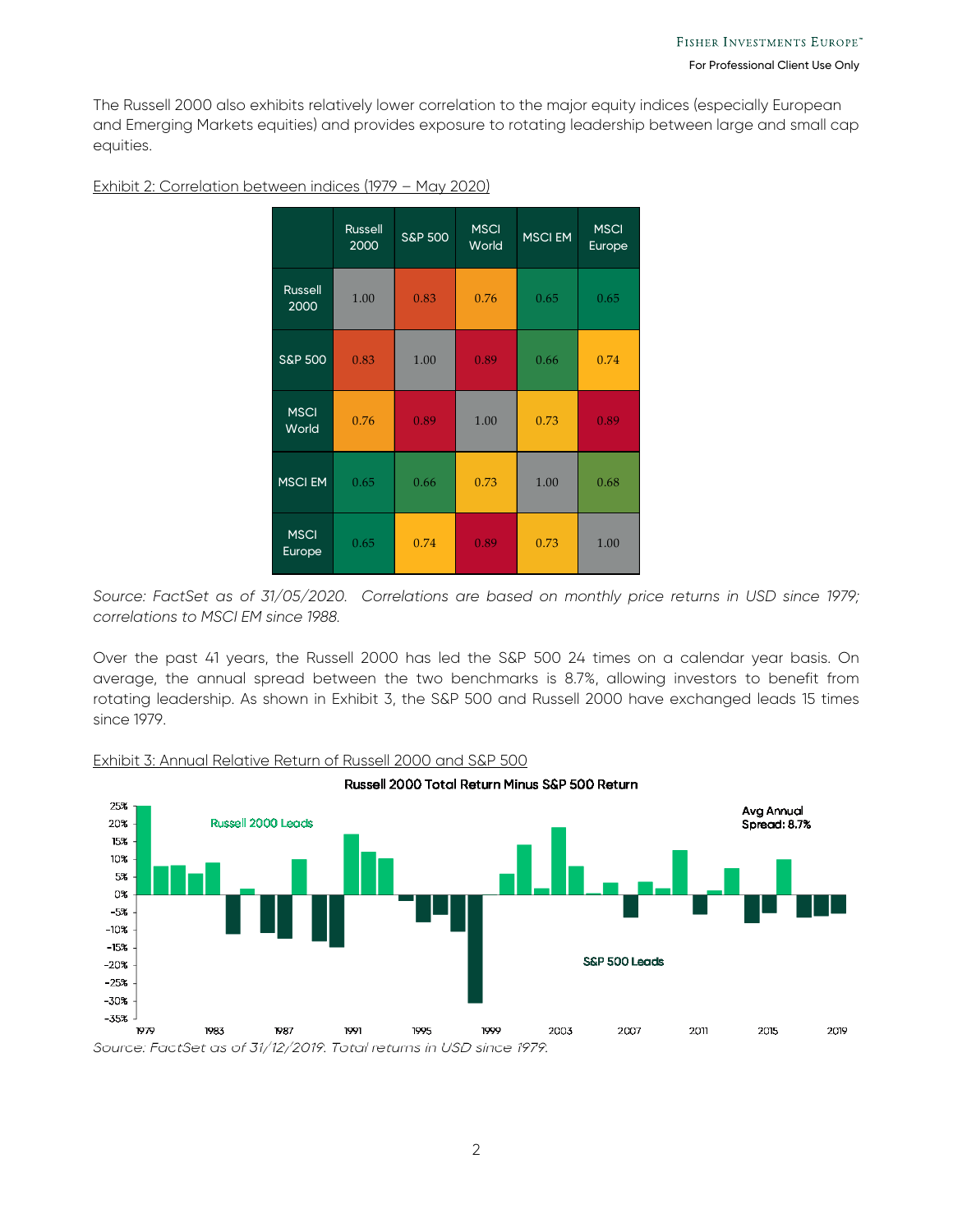The Russell 2000 also exhibits relatively lower correlation to the major equity indices (especially European and Emerging Markets equities) and provides exposure to rotating leadership between large and small cap equities.

Exhibit 2: Correlation between indices (1979 – May 2020)

| | Russell 2000 | S&P 500 | MSCI World | MSCI EM | MSCI Europe |
|---|---|---|---|---|---|
| Russell 2000 | 1.00 | 0.83 | 0.76 | 0.65 | 0.65 |
| S&P 500 | 0.83 | 1.00 | 0.89 | 0.66 | 0.74 |
| MSCI World | 0.76 | 0.89 | 1.00 | 0.73 | 0.89 |
| MSCI EM | 0.65 | 0.66 | 0.73 | 1.00 | 0.68 |
| MSCI Europe | 0.65 | 0.74 | 0.89 | 0.73 | 1.00 |

*Source: FactSet as of 31/05/2020. Correlations are based on monthly price returns in USD since 1979; correlations to MSCI EM since 1988.*

Over the past 41 years, the Russell 2000 has led the S&P 500 24 times on a calendar year basis. On average, the annual spread between the two benchmarks is 8.7%, allowing investors to benefit from rotating leadership. As shown in Exhibit 3, the S&P 500 and Russell 2000 have exchanged leads 15 times since 1979.

Exhibit 3: Annual Relative Return of Russell 2000 and S&P 500

*Source: FactSet as of 31/12/2019. Total returns in USD since 1979.*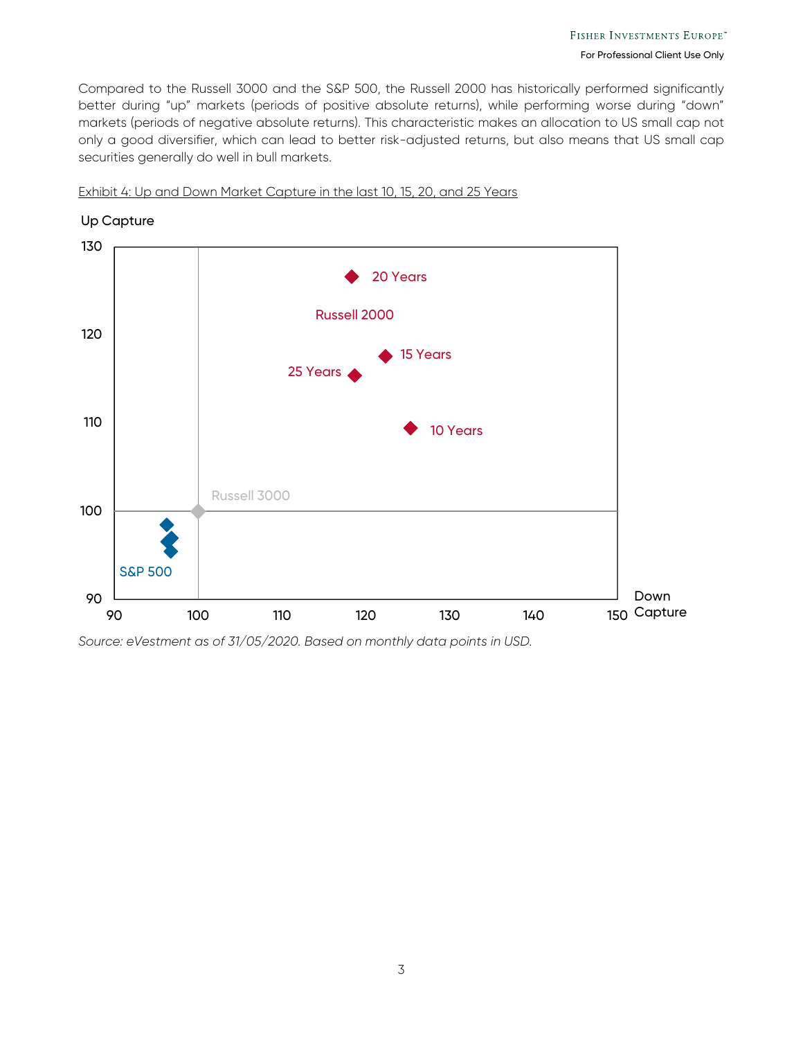Compared to the Russell 3000 and the S&P 500, the Russell 2000 has historically performed significantly better during "up" markets (periods of positive absolute returns), while performing worse during "down" markets (periods of negative absolute returns). This characteristic makes an allocation to US small cap not only a good diversifier, which can lead to better risk-adjusted returns, but also means that US small cap securities generally do well in bull markets.

Exhibit 4: Up and Down Market Capture in the last 10, 15, 20, and 25 Years

*Source: eVestment as of 31/05/2020. Based on monthly data points in USD.*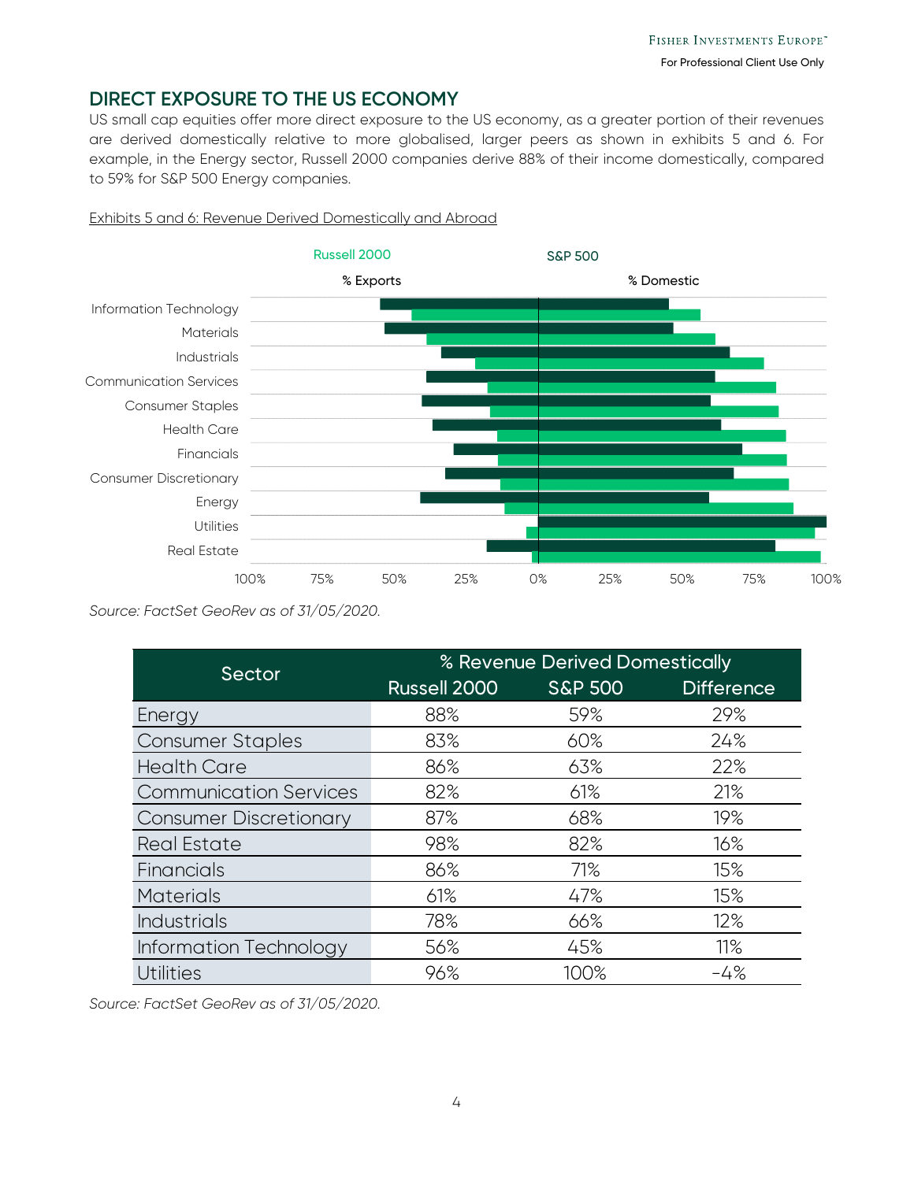## DIRECT EXPOSURE TO THE US ECONOMY

US small cap equities offer more direct exposure to the US economy, as a greater portion of their revenues are derived domestically relative to more globalised, larger peers as shown in exhibits 5 and 6. For example, in the Energy sector, Russell 2000 companies derive 88% of their income domestically, compared to 59% for S&P 500 Energy companies.

Exhibits 5 and 6: Revenue Derived Domestically and Abroad

*Source: FactSet GeoRev as of 31/05/2020.*

| Sector | % Revenue Derived Domestically | | |
|---|---|---|---|
| | Russell 2000 | S&P 500 | Difference |
| Energy | 88% | 59% | 29% |
| Consumer Staples | 83% | 60% | 24% |
| Health Care | 86% | 63% | 22% |
| Communication Services | 82% | 61% | 21% |
| Consumer Discretionary | 87% | 68% | 19% |
| Real Estate | 98% | 82% | 16% |
| Financials | 86% | 71% | 15% |
| Materials | 61% | 47% | 15% |
| Industrials | 78% | 66% | 12% |
| Information Technology | 56% | 45% | 11% |
| Utilities | 96% | 100% | -4% |

*Source: FactSet GeoRev as of 31/05/2020.*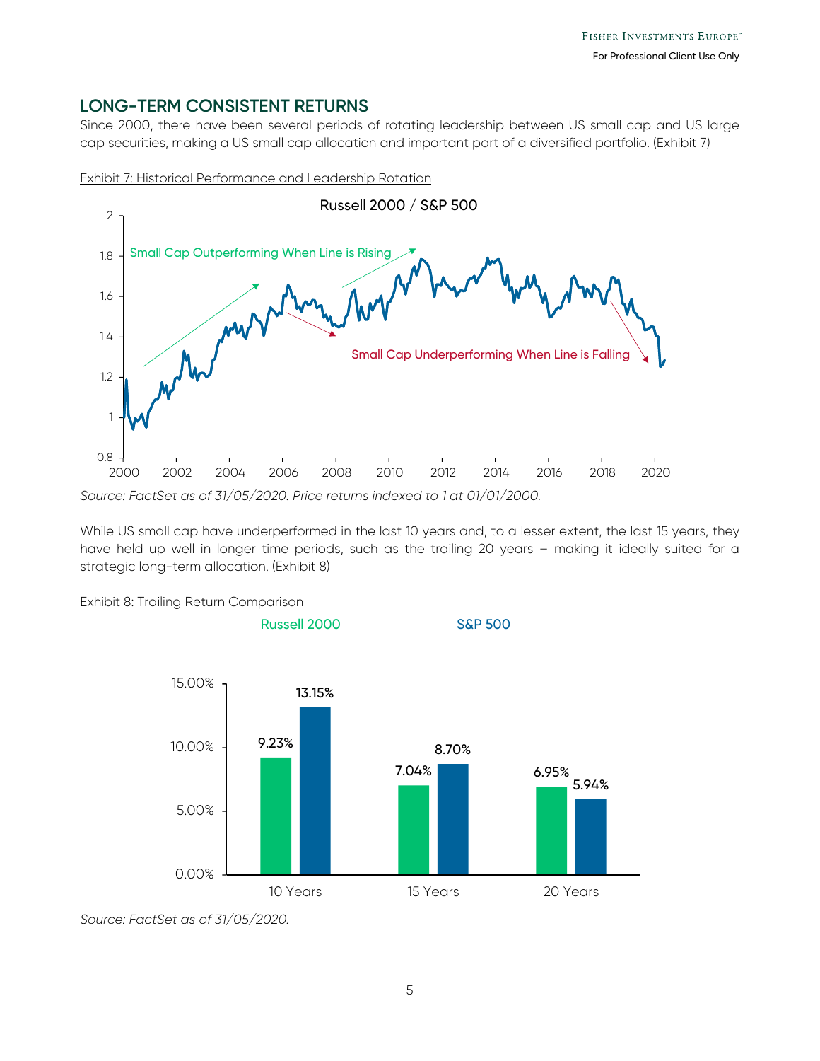## LONG-TERM CONSISTENT RETURNS

Since 2000, there have been several periods of rotating leadership between US small cap and US large cap securities, making a US small cap allocation and important part of a diversified portfolio. (Exhibit 7)

Exhibit 7: Historical Performance and Leadership Rotation

*Source: FactSet as of 31/05/2020. Price returns indexed to 1 at 01/01/2000.*

While US small cap have underperformed in the last 10 years and, to a lesser extent, the last 15 years, they have held up well in longer time periods, such as the trailing 20 years – making it ideally suited for a strategic long-term allocation. (Exhibit 8)

Exhibit 8: Trailing Return Comparison

| | Russell 2000 | S&P 500 |
|---|---|---|
| 10 Years | 9.23% | 13.15% |
| 15 Years | 7.04% | 8.70% |
| 20 Years | 6.95% | 5.94% |

*Source: FactSet as of 31/05/2020.*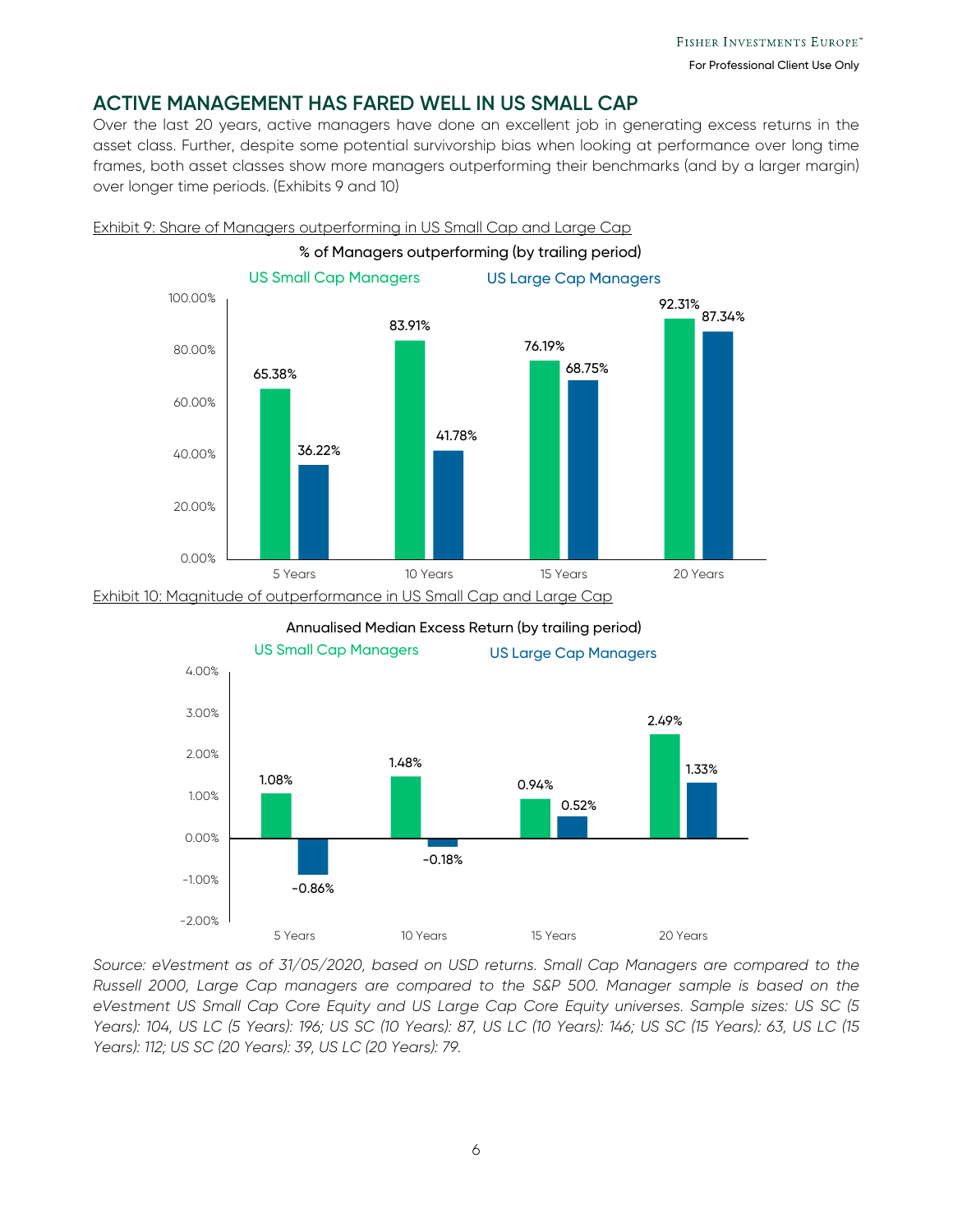## ACTIVE MANAGEMENT HAS FARED WELL IN US SMALL CAP

Over the last 20 years, active managers have done an excellent job in generating excess returns in the asset class. Further, despite some potential survivorship bias when looking at performance over long time frames, both asset classes show more managers outperforming their benchmarks (and by a larger margin) over longer time periods. (Exhibits 9 and 10)

Exhibit 9: Share of Managers outperforming in US Small Cap and Large Cap

**% of Managers outperforming (by trailing period)**

| | US Small Cap Managers | US Large Cap Managers |
|---|---|---|
| 5 Years | 65.38% | 36.22% |
| 10 Years | 83.91% | 41.78% |
| 15 Years | 76.19% | 68.75% |
| 20 Years | 92.31% | 87.34% |

Exhibit 10: Magnitude of outperformance in US Small Cap and Large Cap

**Annualised Median Excess Return (by trailing period)**

| | US Small Cap Managers | US Large Cap Managers |
|---|---|---|
| 5 Years | 1.08% | -0.86% |
| 10 Years | 1.48% | -0.18% |
| 15 Years | 0.94% | 0.52% |
| 20 Years | 2.49% | 1.33% |

*Source: eVestment as of 31/05/2020, based on USD returns. Small Cap Managers are compared to the Russell 2000, Large Cap managers are compared to the S&P 500. Manager sample is based on the eVestment US Small Cap Core Equity and US Large Cap Core Equity universes. Sample sizes: US SC (5 Years): 104, US LC (5 Years): 196; US SC (10 Years): 87, US LC (10 Years): 146; US SC (15 Years): 63, US LC (15 Years): 112; US SC (20 Years): 39, US LC (20 Years): 79.*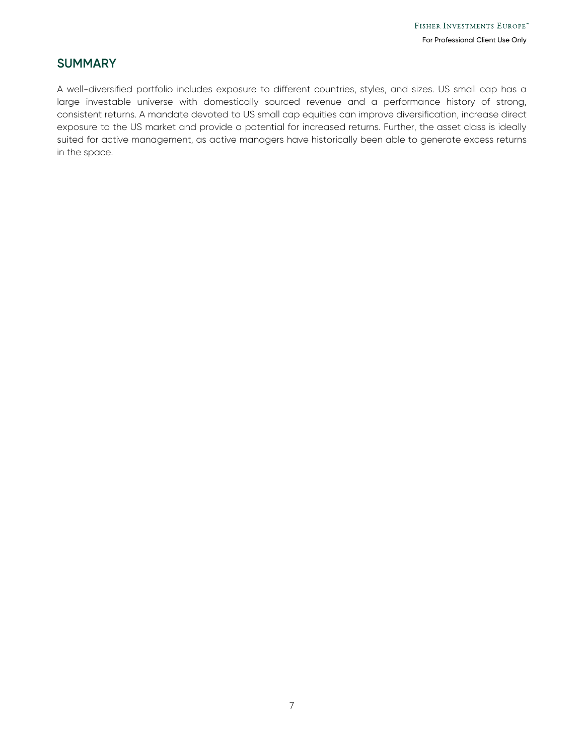## SUMMARY

A well-diversified portfolio includes exposure to different countries, styles, and sizes. US small cap has a large investable universe with domestically sourced revenue and a performance history of strong, consistent returns. A mandate devoted to US small cap equities can improve diversification, increase direct exposure to the US market and provide a potential for increased returns. Further, the asset class is ideally suited for active management, as active managers have historically been able to generate excess returns in the space.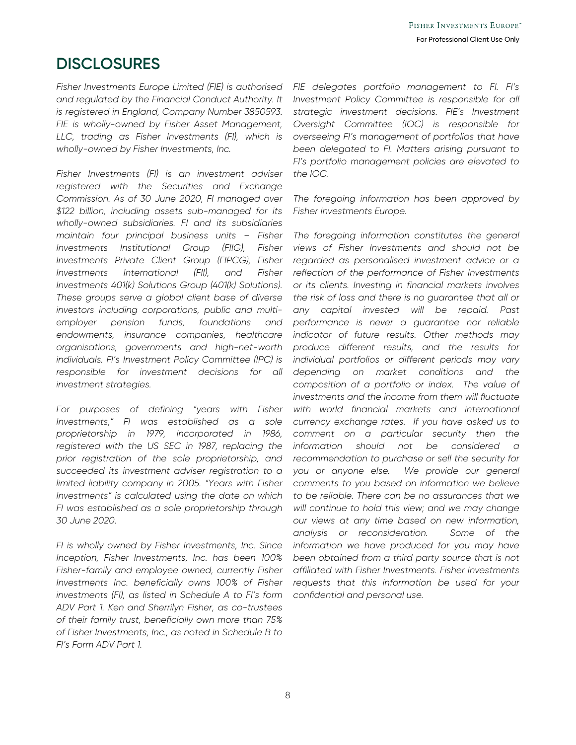# DISCLOSURES

*Fisher Investments Europe Limited (FIE) is authorised and regulated by the Financial Conduct Authority. It is registered in England, Company Number 3850593. FIE is wholly-owned by Fisher Asset Management, LLC, trading as Fisher Investments (FI), which is wholly-owned by Fisher Investments, Inc.*

*Fisher Investments (FI) is an investment adviser registered with the Securities and Exchange Commission. As of 30 June 2020, FI managed over $122 billion, including assets sub-managed for its wholly-owned subsidiaries. FI and its subsidiaries maintain four principal business units – Fisher Investments Institutional Group (FIIG), Fisher Investments Private Client Group (FIPCG), Fisher Investments International (FII), and Fisher Investments 401(k) Solutions Group (401(k) Solutions). These groups serve a global client base of diverse investors including corporations, public and multi-employer pension funds, foundations and endowments, insurance companies, healthcare organisations, governments and high-net-worth individuals. FI's Investment Policy Committee (IPC) is responsible for investment decisions for all investment strategies.*

*For purposes of defining "years with Fisher Investments," FI was established as a sole proprietorship in 1979, incorporated in 1986, registered with the US SEC in 1987, replacing the prior registration of the sole proprietorship, and succeeded its investment adviser registration to a limited liability company in 2005. "Years with Fisher Investments" is calculated using the date on which FI was established as a sole proprietorship through 30 June 2020.*

*FI is wholly owned by Fisher Investments, Inc. Since Inception, Fisher Investments, Inc. has been 100% Fisher-family and employee owned, currently Fisher Investments Inc. beneficially owns 100% of Fisher investments (FI), as listed in Schedule A to FI's form ADV Part 1. Ken and Sherrilyn Fisher, as co-trustees of their family trust, beneficially own more than 75% of Fisher Investments, Inc., as noted in Schedule B to FI's Form ADV Part 1.*

*FIE delegates portfolio management to FI. FI's Investment Policy Committee is responsible for all strategic investment decisions. FIE's Investment Oversight Committee (IOC) is responsible for overseeing FI's management of portfolios that have been delegated to FI. Matters arising pursuant to FI's portfolio management policies are elevated to the IOC.*

*The foregoing information has been approved by Fisher Investments Europe.*

*The foregoing information constitutes the general views of Fisher Investments and should not be regarded as personalised investment advice or a reflection of the performance of Fisher Investments or its clients. Investing in financial markets involves the risk of loss and there is no guarantee that all or any capital invested will be repaid. Past performance is never a guarantee nor reliable indicator of future results. Other methods may produce different results, and the results for individual portfolios or different periods may vary depending on market conditions and the composition of a portfolio or index. The value of investments and the income from them will fluctuate with world financial markets and international currency exchange rates. If you have asked us to comment on a particular security then the information should not be considered a recommendation to purchase or sell the security for you or anyone else. We provide our general comments to you based on information we believe to be reliable. There can be no assurances that we will continue to hold this view; and we may change our views at any time based on new information, analysis or reconsideration. Some of the information we have produced for you may have been obtained from a third party source that is not affiliated with Fisher Investments. Fisher Investments requests that this information be used for your confidential and personal use.*